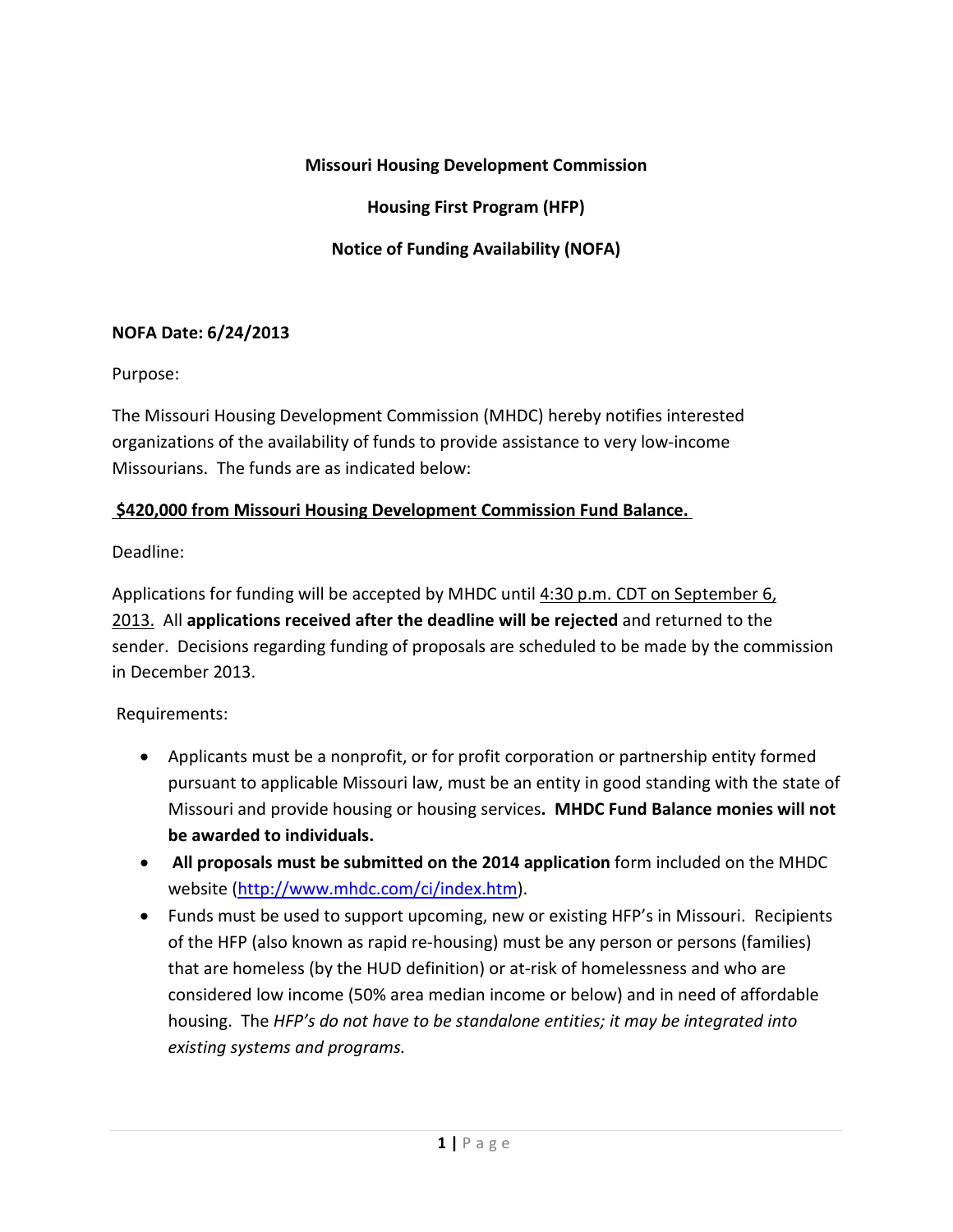**Missouri Housing Development Commission**

**Housing First Program (HFP)**

**Notice of Funding Availability (NOFA)**

**NOFA Date: 6/24/2013**

Purpose:

The Missouri Housing Development Commission (MHDC) hereby notifies interested organizations of the availability of funds to provide assistance to very low-income Missourians. The funds are as indicated below:

**$420,000 from Missouri Housing Development Commission Fund Balance.**

Deadline:

Applications for funding will be accepted by MHDC until 4:30 p.m. CDT on September 6, 2013. All **applications received after the deadline will be rejected** and returned to the sender. Decisions regarding funding of proposals are scheduled to be made by the commission in December 2013.

Requirements:

- Applicants must be a nonprofit, or for profit corporation or partnership entity formed pursuant to applicable Missouri law, must be an entity in good standing with the state of Missouri and provide housing or housing services**. MHDC Fund Balance monies will not be awarded to individuals.**
- **All proposals must be submitted on the 2014 application** form included on the MHDC website ([http://www.mhdc.com/ci/index.htm](http://www.mhdc.com/ci/index.htm)).
- Funds must be used to support upcoming, new or existing HFP's in Missouri. Recipients of the HFP (also known as rapid re-housing) must be any person or persons (families) that are homeless (by the HUD definition) or at-risk of homelessness and who are considered low income (50% area median income or below) and in need of affordable housing. The *HFP's do not have to be standalone entities; it may be integrated into existing systems and programs.*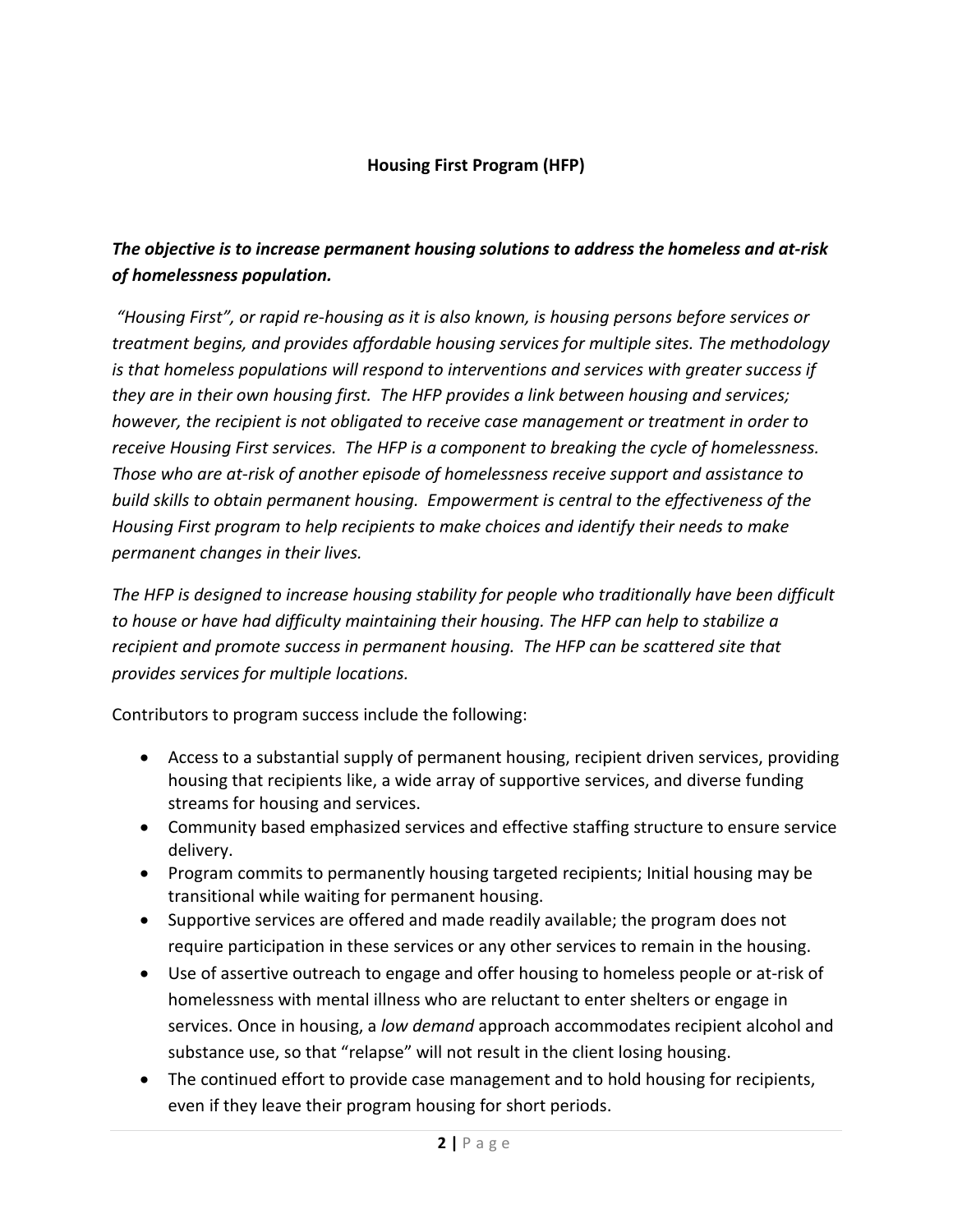**Housing First Program (HFP)**

***The objective is to increase permanent housing solutions to address the homeless and at-risk of homelessness population.***

*"Housing First", or rapid re-housing as it is also known, is housing persons before services or treatment begins, and provides affordable housing services for multiple sites. The methodology is that homeless populations will respond to interventions and services with greater success if they are in their own housing first. The HFP provides a link between housing and services; however, the recipient is not obligated to receive case management or treatment in order to receive Housing First services. The HFP is a component to breaking the cycle of homelessness. Those who are at-risk of another episode of homelessness receive support and assistance to build skills to obtain permanent housing. Empowerment is central to the effectiveness of the Housing First program to help recipients to make choices and identify their needs to make permanent changes in their lives.*

*The HFP is designed to increase housing stability for people who traditionally have been difficult to house or have had difficulty maintaining their housing. The HFP can help to stabilize a recipient and promote success in permanent housing. The HFP can be scattered site that provides services for multiple locations.*

Contributors to program success include the following:

- Access to a substantial supply of permanent housing, recipient driven services, providing housing that recipients like, a wide array of supportive services, and diverse funding streams for housing and services.
- Community based emphasized services and effective staffing structure to ensure service delivery.
- Program commits to permanently housing targeted recipients; Initial housing may be transitional while waiting for permanent housing.
- Supportive services are offered and made readily available; the program does not require participation in these services or any other services to remain in the housing.
- Use of assertive outreach to engage and offer housing to homeless people or at-risk of homelessness with mental illness who are reluctant to enter shelters or engage in services. Once in housing, a *low demand* approach accommodates recipient alcohol and substance use, so that "relapse" will not result in the client losing housing.
- The continued effort to provide case management and to hold housing for recipients, even if they leave their program housing for short periods.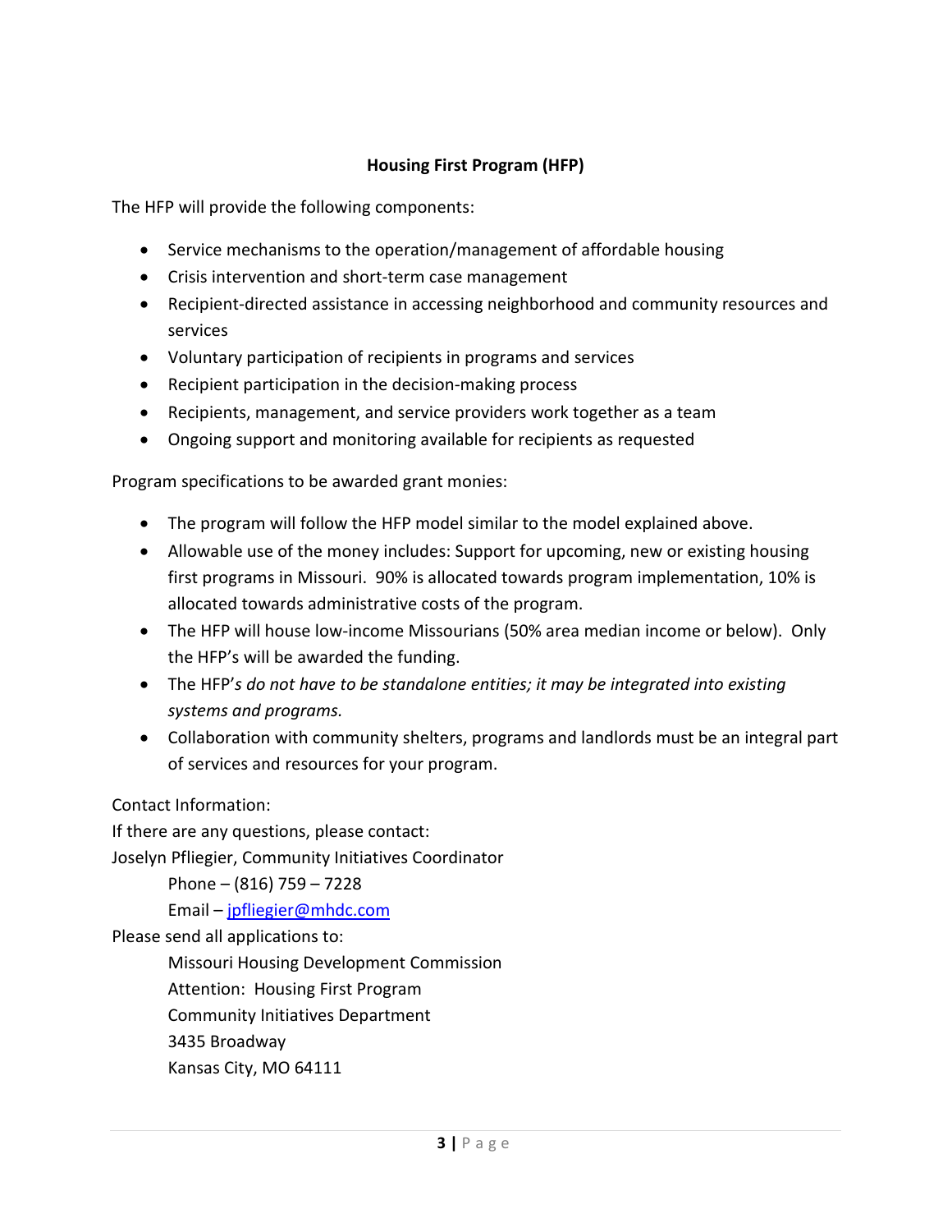## Housing First Program (HFP)

The HFP will provide the following components:

- Service mechanisms to the operation/management of affordable housing
- Crisis intervention and short-term case management
- Recipient-directed assistance in accessing neighborhood and community resources and services
- Voluntary participation of recipients in programs and services
- Recipient participation in the decision-making process
- Recipients, management, and service providers work together as a team
- Ongoing support and monitoring available for recipients as requested

Program specifications to be awarded grant monies:

- The program will follow the HFP model similar to the model explained above.
- Allowable use of the money includes: Support for upcoming, new or existing housing first programs in Missouri. 90% is allocated towards program implementation, 10% is allocated towards administrative costs of the program.
- The HFP will house low-income Missourians (50% area median income or below). Only the HFP's will be awarded the funding.
- The HFP'*s do not have to be standalone entities; it may be integrated into existing systems and programs.*
- Collaboration with community shelters, programs and landlords must be an integral part of services and resources for your program.

Contact Information:

If there are any questions, please contact:

Joselyn Pfliegier, Community Initiatives Coordinator

Phone – (816) 759 – 7228

Email – jpfliegier@mhdc.com

Please send all applications to:

Missouri Housing Development Commission

Attention: Housing First Program

Community Initiatives Department

3435 Broadway

Kansas City, MO 64111